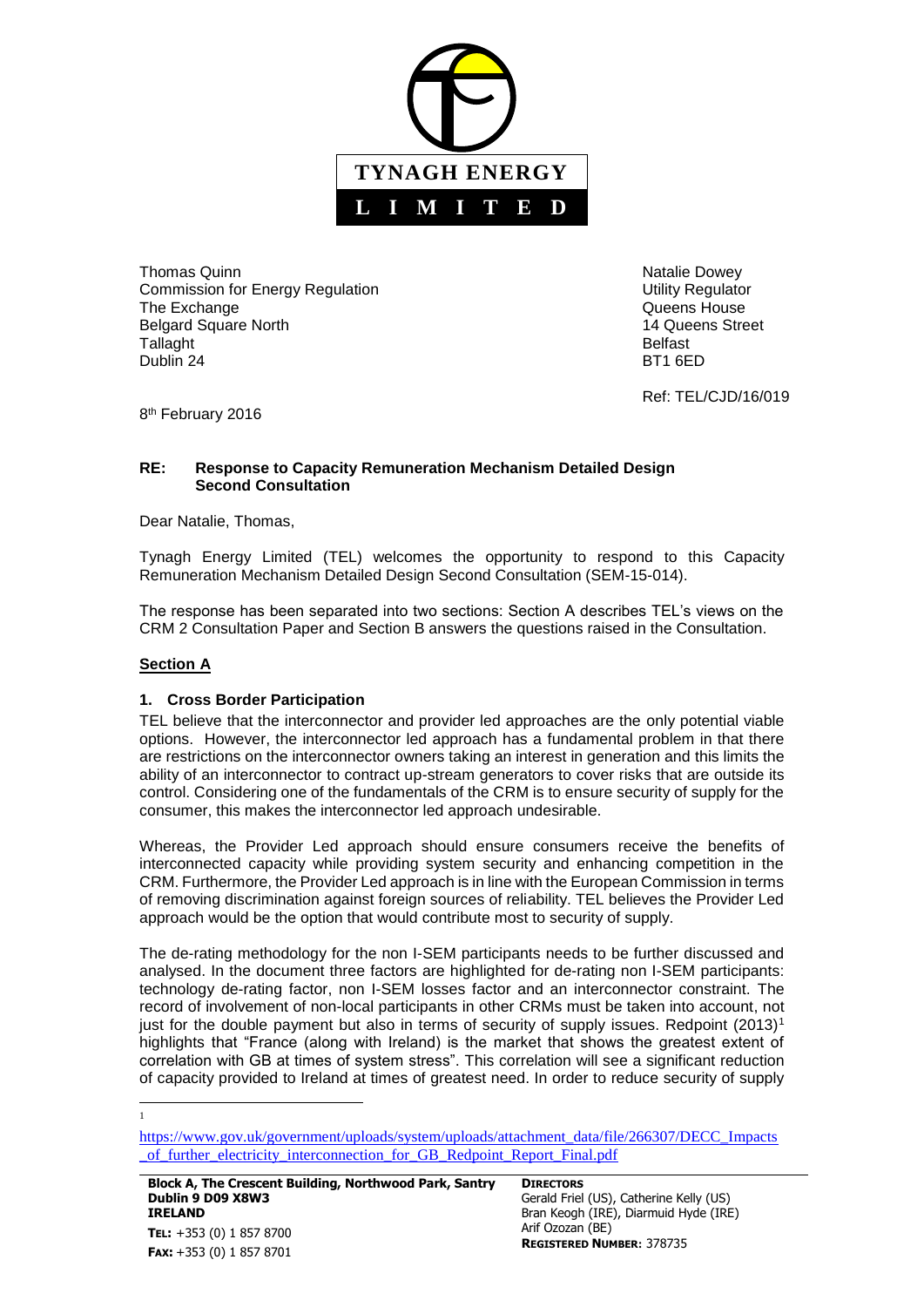**TYNAGH ENERGY**

**L I M I T E D**

Thomas Quinn
Commission for Energy Regulation
The Exchange
Belgard Square North
Tallaght
Dublin 24

Natalie Dowey
Utility Regulator
Queens House
14 Queens Street
Belfast
BT1 6ED

Ref: TEL/CJD/16/019

8th February 2016

**RE: Response to Capacity Remuneration Mechanism Detailed Design Second Consultation**

Dear Natalie, Thomas,

Tynagh Energy Limited (TEL) welcomes the opportunity to respond to this Capacity Remuneration Mechanism Detailed Design Second Consultation (SEM-15-014).

The response has been separated into two sections: Section A describes TEL's views on the CRM 2 Consultation Paper and Section B answers the questions raised in the Consultation.

## Section A

### 1. Cross Border Participation

TEL believe that the interconnector and provider led approaches are the only potential viable options. However, the interconnector led approach has a fundamental problem in that there are restrictions on the interconnector owners taking an interest in generation and this limits the ability of an interconnector to contract up-stream generators to cover risks that are outside its control. Considering one of the fundamentals of the CRM is to ensure security of supply for the consumer, this makes the interconnector led approach undesirable.

Whereas, the Provider Led approach should ensure consumers receive the benefits of interconnected capacity while providing system security and enhancing competition in the CRM. Furthermore, the Provider Led approach is in line with the European Commission in terms of removing discrimination against foreign sources of reliability. TEL believes the Provider Led approach would be the option that would contribute most to security of supply.

The de-rating methodology for the non I-SEM participants needs to be further discussed and analysed. In the document three factors are highlighted for de-rating non I-SEM participants: technology de-rating factor, non I-SEM losses factor and an interconnector constraint. The record of involvement of non-local participants in other CRMs must be taken into account, not just for the double payment but also in terms of security of supply issues. Redpoint (2013)[1] highlights that "France (along with Ireland) is the market that shows the greatest extent of correlation with GB at times of system stress". This correlation will see a significant reduction of capacity provided to Ireland at times of greatest need. In order to reduce security of supply

[1] https://www.gov.uk/government/uploads/system/uploads/attachment_data/file/266307/DECC_Impacts_of_further_electricity_interconnection_for_GB_Redpoint_Report_Final.pdf

**Block A, The Crescent Building, Northwood Park, Santry**
**Dublin 9 D09 X8W3**
**IRELAND**
**TEL:** +353 (0) 1 857 8700
**FAX:** +353 (0) 1 857 8701

**DIRECTORS**
Gerald Friel (US), Catherine Kelly (US)
Bran Keogh (IRE), Diarmuid Hyde (IRE)
Arif Ozozan (BE)
**REGISTERED NUMBER:** 378735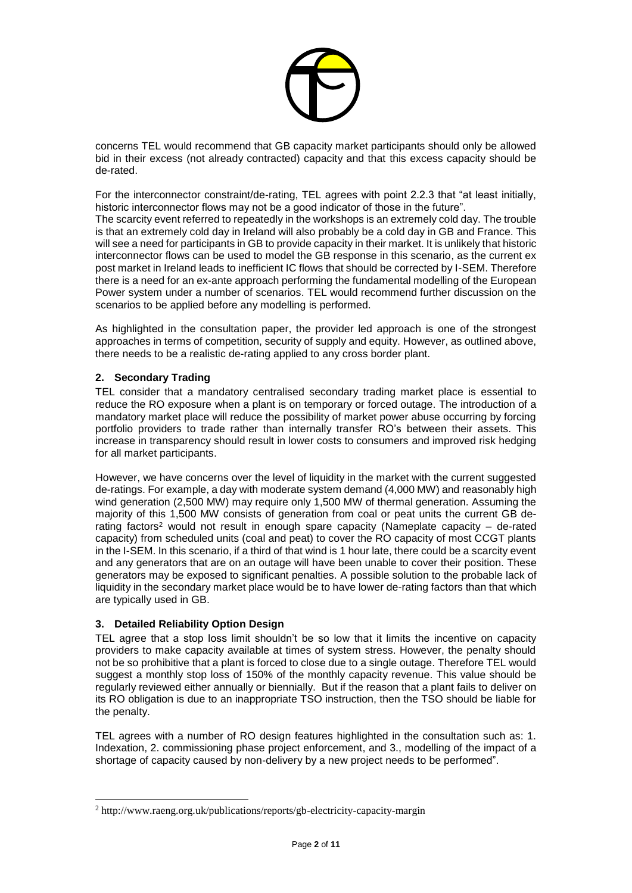concerns TEL would recommend that GB capacity market participants should only be allowed bid in their excess (not already contracted) capacity and that this excess capacity should be de-rated.

For the interconnector constraint/de-rating, TEL agrees with point 2.2.3 that "at least initially, historic interconnector flows may not be a good indicator of those in the future".
The scarcity event referred to repeatedly in the workshops is an extremely cold day. The trouble is that an extremely cold day in Ireland will also probably be a cold day in GB and France. This will see a need for participants in GB to provide capacity in their market. It is unlikely that historic interconnector flows can be used to model the GB response in this scenario, as the current ex post market in Ireland leads to inefficient IC flows that should be corrected by I-SEM. Therefore there is a need for an ex-ante approach performing the fundamental modelling of the European Power system under a number of scenarios. TEL would recommend further discussion on the scenarios to be applied before any modelling is performed.

As highlighted in the consultation paper, the provider led approach is one of the strongest approaches in terms of competition, security of supply and equity. However, as outlined above, there needs to be a realistic de-rating applied to any cross border plant.

## 2. Secondary Trading

TEL consider that a mandatory centralised secondary trading market place is essential to reduce the RO exposure when a plant is on temporary or forced outage. The introduction of a mandatory market place will reduce the possibility of market power abuse occurring by forcing portfolio providers to trade rather than internally transfer RO's between their assets. This increase in transparency should result in lower costs to consumers and improved risk hedging for all market participants.

However, we have concerns over the level of liquidity in the market with the current suggested de-ratings. For example, a day with moderate system demand (4,000 MW) and reasonably high wind generation (2,500 MW) may require only 1,500 MW of thermal generation. Assuming the majority of this 1,500 MW consists of generation from coal or peat units the current GB de-rating factors[2] would not result in enough spare capacity (Nameplate capacity – de-rated capacity) from scheduled units (coal and peat) to cover the RO capacity of most CCGT plants in the I-SEM. In this scenario, if a third of that wind is 1 hour late, there could be a scarcity event and any generators that are on an outage will have been unable to cover their position. These generators may be exposed to significant penalties. A possible solution to the probable lack of liquidity in the secondary market place would be to have lower de-rating factors than that which are typically used in GB.

## 3. Detailed Reliability Option Design

TEL agree that a stop loss limit shouldn't be so low that it limits the incentive on capacity providers to make capacity available at times of system stress. However, the penalty should not be so prohibitive that a plant is forced to close due to a single outage. Therefore TEL would suggest a monthly stop loss of 150% of the monthly capacity revenue. This value should be regularly reviewed either annually or biennially. But if the reason that a plant fails to deliver on its RO obligation is due to an inappropriate TSO instruction, then the TSO should be liable for the penalty.

TEL agrees with a number of RO design features highlighted in the consultation such as: 1. Indexation, 2. commissioning phase project enforcement, and 3., modelling of the impact of a shortage of capacity caused by non-delivery by a new project needs to be performed".

[2] http://www.raeng.org.uk/publications/reports/gb-electricity-capacity-margin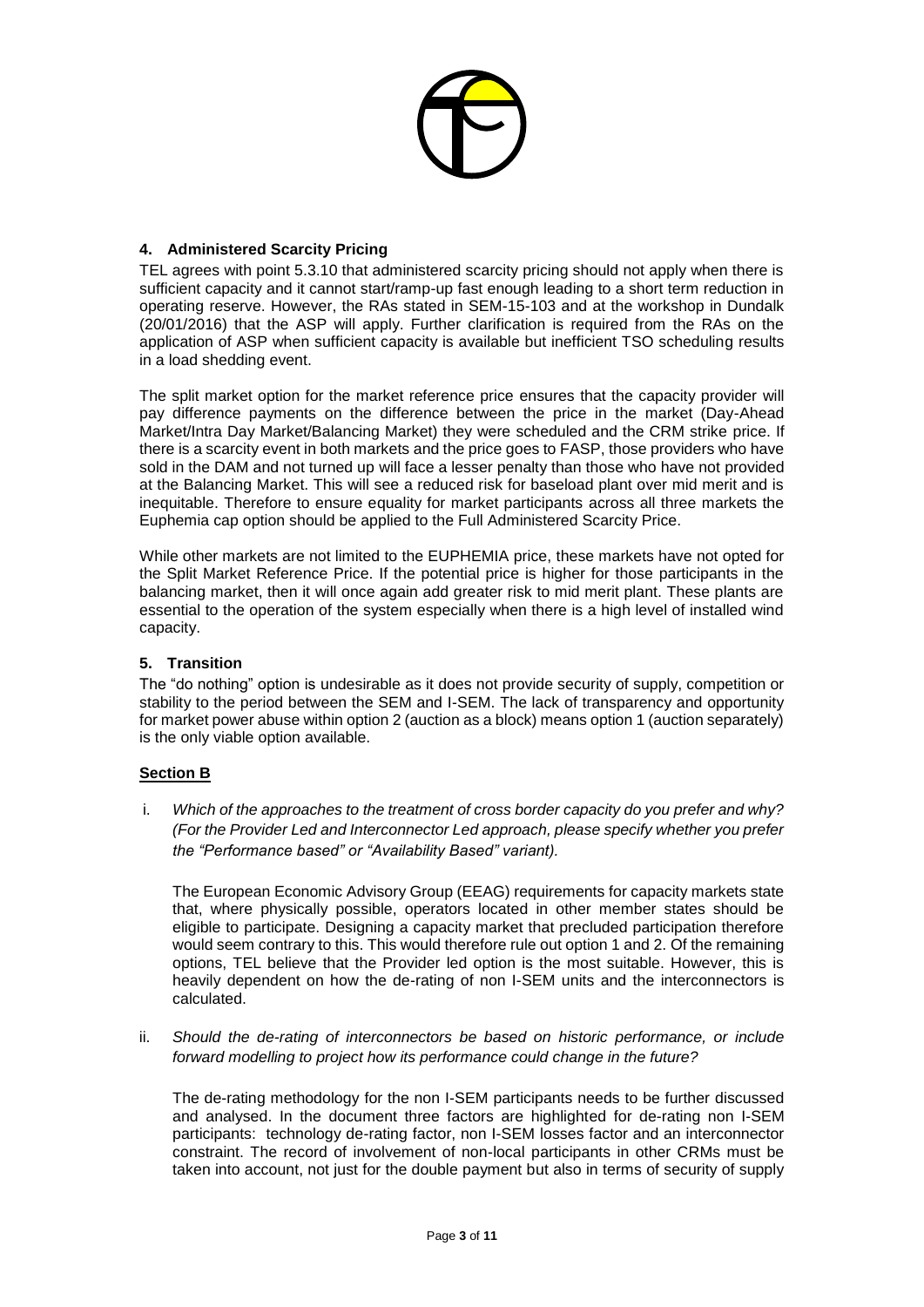### 4. Administered Scarcity Pricing

TEL agrees with point 5.3.10 that administered scarcity pricing should not apply when there is sufficient capacity and it cannot start/ramp-up fast enough leading to a short term reduction in operating reserve. However, the RAs stated in SEM-15-103 and at the workshop in Dundalk (20/01/2016) that the ASP will apply. Further clarification is required from the RAs on the application of ASP when sufficient capacity is available but inefficient TSO scheduling results in a load shedding event.

The split market option for the market reference price ensures that the capacity provider will pay difference payments on the difference between the price in the market (Day-Ahead Market/Intra Day Market/Balancing Market) they were scheduled and the CRM strike price. If there is a scarcity event in both markets and the price goes to FASP, those providers who have sold in the DAM and not turned up will face a lesser penalty than those who have not provided at the Balancing Market. This will see a reduced risk for baseload plant over mid merit and is inequitable. Therefore to ensure equality for market participants across all three markets the Euphemia cap option should be applied to the Full Administered Scarcity Price.

While other markets are not limited to the EUPHEMIA price, these markets have not opted for the Split Market Reference Price. If the potential price is higher for those participants in the balancing market, then it will once again add greater risk to mid merit plant. These plants are essential to the operation of the system especially when there is a high level of installed wind capacity.

### 5. Transition

The "do nothing" option is undesirable as it does not provide security of supply, competition or stability to the period between the SEM and I-SEM. The lack of transparency and opportunity for market power abuse within option 2 (auction as a block) means option 1 (auction separately) is the only viable option available.

### Section B

i. *Which of the approaches to the treatment of cross border capacity do you prefer and why? (For the Provider Led and Interconnector Led approach, please specify whether you prefer the "Performance based" or "Availability Based" variant).*

   The European Economic Advisory Group (EEAG) requirements for capacity markets state that, where physically possible, operators located in other member states should be eligible to participate. Designing a capacity market that precluded participation therefore would seem contrary to this. This would therefore rule out option 1 and 2. Of the remaining options, TEL believe that the Provider led option is the most suitable. However, this is heavily dependent on how the de-rating of non I-SEM units and the interconnectors is calculated.

ii. *Should the de-rating of interconnectors be based on historic performance, or include forward modelling to project how its performance could change in the future?*

   The de-rating methodology for the non I-SEM participants needs to be further discussed and analysed. In the document three factors are highlighted for de-rating non I-SEM participants: technology de-rating factor, non I-SEM losses factor and an interconnector constraint. The record of involvement of non-local participants in other CRMs must be taken into account, not just for the double payment but also in terms of security of supply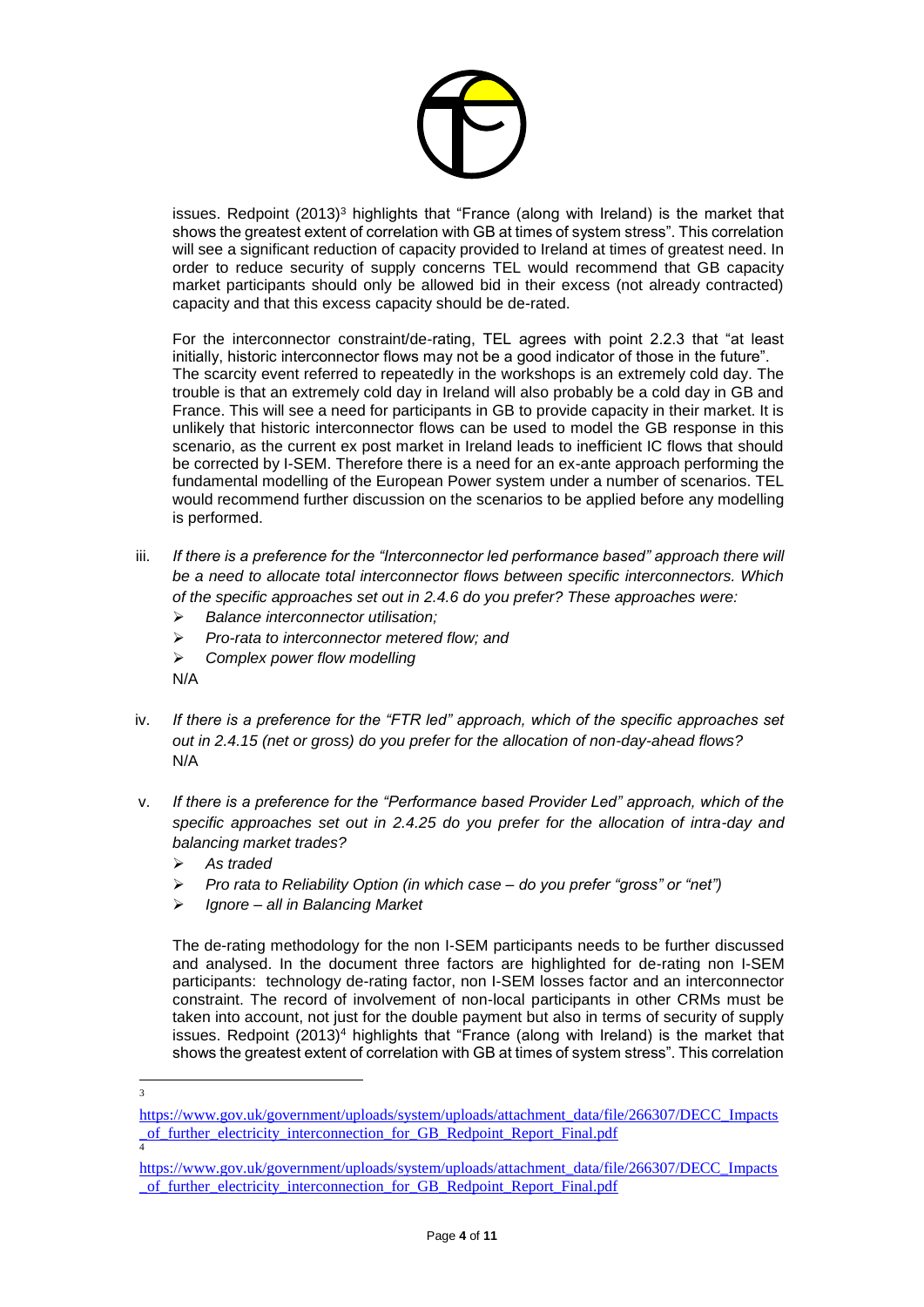issues. Redpoint (2013)[3] highlights that "France (along with Ireland) is the market that shows the greatest extent of correlation with GB at times of system stress". This correlation will see a significant reduction of capacity provided to Ireland at times of greatest need. In order to reduce security of supply concerns TEL would recommend that GB capacity market participants should only be allowed bid in their excess (not already contracted) capacity and that this excess capacity should be de-rated.

For the interconnector constraint/de-rating, TEL agrees with point 2.2.3 that "at least initially, historic interconnector flows may not be a good indicator of those in the future". The scarcity event referred to repeatedly in the workshops is an extremely cold day. The trouble is that an extremely cold day in Ireland will also probably be a cold day in GB and France. This will see a need for participants in GB to provide capacity in their market. It is unlikely that historic interconnector flows can be used to model the GB response in this scenario, as the current ex post market in Ireland leads to inefficient IC flows that should be corrected by I-SEM. Therefore there is a need for an ex-ante approach performing the fundamental modelling of the European Power system under a number of scenarios. TEL would recommend further discussion on the scenarios to be applied before any modelling is performed.

iii. *If there is a preference for the "Interconnector led performance based" approach there will be a need to allocate total interconnector flows between specific interconnectors. Which of the specific approaches set out in 2.4.6 do you prefer? These approaches were:*
   - *Balance interconnector utilisation;*
   - *Pro-rata to interconnector metered flow; and*
   - *Complex power flow modelling*

   N/A

iv. *If there is a preference for the "FTR led" approach, which of the specific approaches set out in 2.4.15 (net or gross) do you prefer for the allocation of non-day-ahead flows?*

   N/A

v. *If there is a preference for the "Performance based Provider Led" approach, which of the specific approaches set out in 2.4.25 do you prefer for the allocation of intra-day and balancing market trades?*
   - *As traded*
   - *Pro rata to Reliability Option (in which case – do you prefer "gross" or "net")*
   - *Ignore – all in Balancing Market*

   The de-rating methodology for the non I-SEM participants needs to be further discussed and analysed. In the document three factors are highlighted for de-rating non I-SEM participants: technology de-rating factor, non I-SEM losses factor and an interconnector constraint. The record of involvement of non-local participants in other CRMs must be taken into account, not just for the double payment but also in terms of security of supply issues. Redpoint (2013)[4] highlights that "France (along with Ireland) is the market that shows the greatest extent of correlation with GB at times of system stress". This correlation

---

[3] https://www.gov.uk/government/uploads/system/uploads/attachment_data/file/266307/DECC_Impacts_of_further_electricity_interconnection_for_GB_Redpoint_Report_Final.pdf

[4] https://www.gov.uk/government/uploads/system/uploads/attachment_data/file/266307/DECC_Impacts_of_further_electricity_interconnection_for_GB_Redpoint_Report_Final.pdf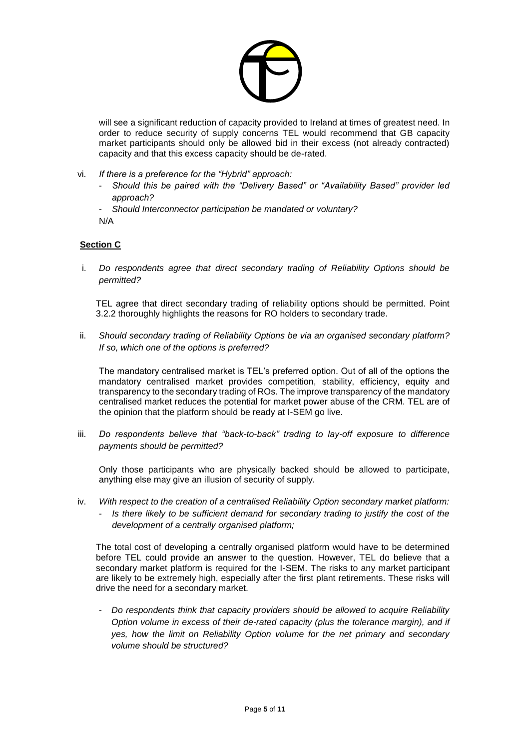will see a significant reduction of capacity provided to Ireland at times of greatest need. In order to reduce security of supply concerns TEL would recommend that GB capacity market participants should only be allowed bid in their excess (not already contracted) capacity and that this excess capacity should be de-rated.

vi. *If there is a preference for the "Hybrid" approach:*
   - *Should this be paired with the "Delivery Based" or "Availability Based" provider led approach?*
   - *Should Interconnector participation be mandated or voluntary?*

   N/A

**Section C**

i. *Do respondents agree that direct secondary trading of Reliability Options should be permitted?*

   TEL agree that direct secondary trading of reliability options should be permitted. Point 3.2.2 thoroughly highlights the reasons for RO holders to secondary trade.

ii. *Should secondary trading of Reliability Options be via an organised secondary platform? If so, which one of the options is preferred?*

   The mandatory centralised market is TEL's preferred option. Out of all of the options the mandatory centralised market provides competition, stability, efficiency, equity and transparency to the secondary trading of ROs. The improve transparency of the mandatory centralised market reduces the potential for market power abuse of the CRM. TEL are of the opinion that the platform should be ready at I-SEM go live.

iii. *Do respondents believe that "back-to-back" trading to lay-off exposure to difference payments should be permitted?*

   Only those participants who are physically backed should be allowed to participate, anything else may give an illusion of security of supply.

iv. *With respect to the creation of a centralised Reliability Option secondary market platform:*
   - *Is there likely to be sufficient demand for secondary trading to justify the cost of the development of a centrally organised platform;*

   The total cost of developing a centrally organised platform would have to be determined before TEL could provide an answer to the question. However, TEL do believe that a secondary market platform is required for the I-SEM. The risks to any market participant are likely to be extremely high, especially after the first plant retirements. These risks will drive the need for a secondary market.

   - *Do respondents think that capacity providers should be allowed to acquire Reliability Option volume in excess of their de-rated capacity (plus the tolerance margin), and if yes, how the limit on Reliability Option volume for the net primary and secondary volume should be structured?*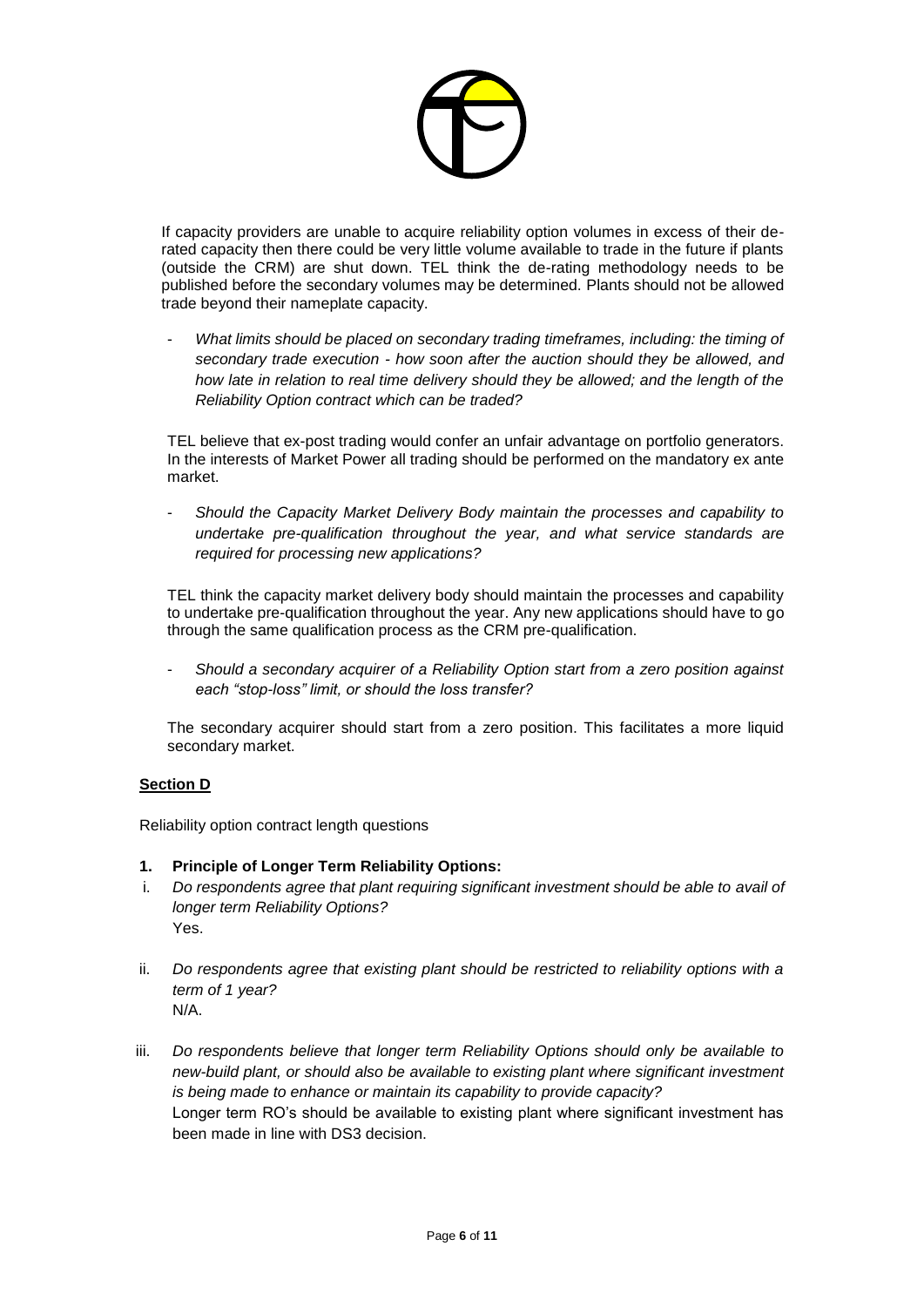If capacity providers are unable to acquire reliability option volumes in excess of their de-rated capacity then there could be very little volume available to trade in the future if plants (outside the CRM) are shut down. TEL think the de-rating methodology needs to be published before the secondary volumes may be determined. Plants should not be allowed trade beyond their nameplate capacity.

- *What limits should be placed on secondary trading timeframes, including: the timing of secondary trade execution - how soon after the auction should they be allowed, and how late in relation to real time delivery should they be allowed; and the length of the Reliability Option contract which can be traded?*

TEL believe that ex-post trading would confer an unfair advantage on portfolio generators. In the interests of Market Power all trading should be performed on the mandatory ex ante market.

- *Should the Capacity Market Delivery Body maintain the processes and capability to undertake pre-qualification throughout the year, and what service standards are required for processing new applications?*

TEL think the capacity market delivery body should maintain the processes and capability to undertake pre-qualification throughout the year. Any new applications should have to go through the same qualification process as the CRM pre-qualification.

- *Should a secondary acquirer of a Reliability Option start from a zero position against each "stop-loss" limit, or should the loss transfer?*

The secondary acquirer should start from a zero position. This facilitates a more liquid secondary market.

**<u>Section D</u>**

Reliability option contract length questions

1. **Principle of Longer Term Reliability Options:**

i. *Do respondents agree that plant requiring significant investment should be able to avail of longer term Reliability Options?*
Yes.

ii. *Do respondents agree that existing plant should be restricted to reliability options with a term of 1 year?*
N/A.

iii. *Do respondents believe that longer term Reliability Options should only be available to new-build plant, or should also be available to existing plant where significant investment is being made to enhance or maintain its capability to provide capacity?*
Longer term RO's should be available to existing plant where significant investment has been made in line with DS3 decision.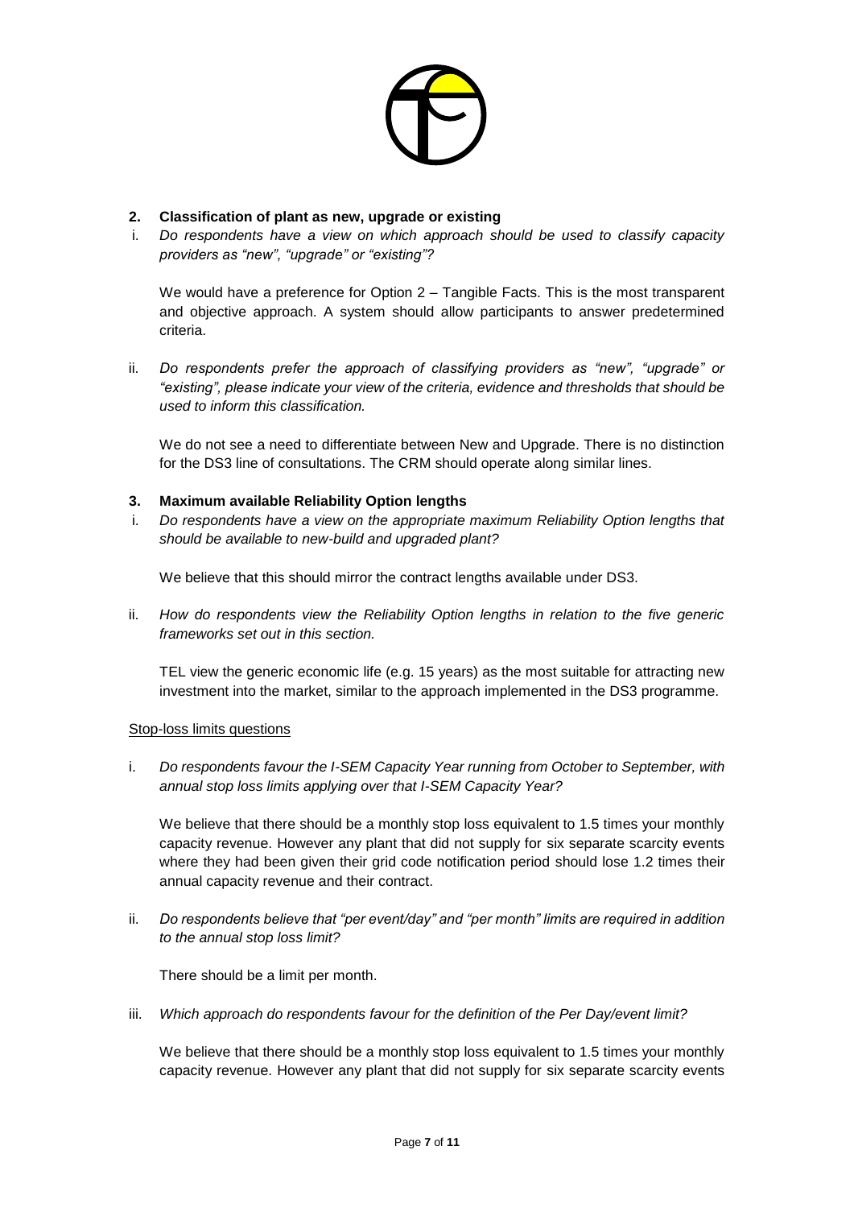## 2. Classification of plant as new, upgrade or existing

i. *Do respondents have a view on which approach should be used to classify capacity providers as "new", "upgrade" or "existing"?*

   We would have a preference for Option 2 – Tangible Facts. This is the most transparent and objective approach. A system should allow participants to answer predetermined criteria.

ii. *Do respondents prefer the approach of classifying providers as "new", "upgrade" or "existing", please indicate your view of the criteria, evidence and thresholds that should be used to inform this classification.*

   We do not see a need to differentiate between New and Upgrade. There is no distinction for the DS3 line of consultations. The CRM should operate along similar lines.

## 3. Maximum available Reliability Option lengths

i. *Do respondents have a view on the appropriate maximum Reliability Option lengths that should be available to new-build and upgraded plant?*

   We believe that this should mirror the contract lengths available under DS3.

ii. *How do respondents view the Reliability Option lengths in relation to the five generic frameworks set out in this section.*

   TEL view the generic economic life (e.g. 15 years) as the most suitable for attracting new investment into the market, similar to the approach implemented in the DS3 programme.

Stop-loss limits questions

i. *Do respondents favour the I-SEM Capacity Year running from October to September, with annual stop loss limits applying over that I-SEM Capacity Year?*

   We believe that there should be a monthly stop loss equivalent to 1.5 times your monthly capacity revenue. However any plant that did not supply for six separate scarcity events where they had been given their grid code notification period should lose 1.2 times their annual capacity revenue and their contract.

ii. *Do respondents believe that "per event/day" and "per month" limits are required in addition to the annual stop loss limit?*

   There should be a limit per month.

iii. *Which approach do respondents favour for the definition of the Per Day/event limit?*

   We believe that there should be a monthly stop loss equivalent to 1.5 times your monthly capacity revenue. However any plant that did not supply for six separate scarcity events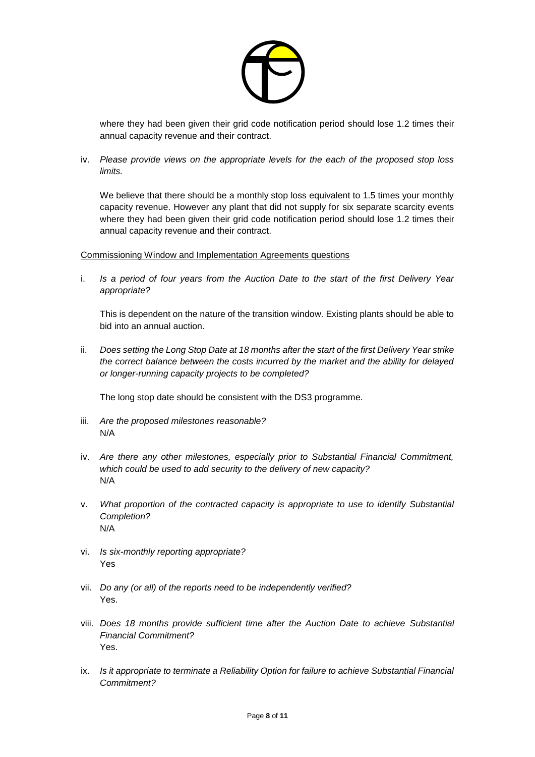where they had been given their grid code notification period should lose 1.2 times their annual capacity revenue and their contract.

iv. *Please provide views on the appropriate levels for the each of the proposed stop loss limits.*

   We believe that there should be a monthly stop loss equivalent to 1.5 times your monthly capacity revenue. However any plant that did not supply for six separate scarcity events where they had been given their grid code notification period should lose 1.2 times their annual capacity revenue and their contract.

<u>Commissioning Window and Implementation Agreements questions</u>

i. *Is a period of four years from the Auction Date to the start of the first Delivery Year appropriate?*

   This is dependent on the nature of the transition window. Existing plants should be able to bid into an annual auction.

ii. *Does setting the Long Stop Date at 18 months after the start of the first Delivery Year strike the correct balance between the costs incurred by the market and the ability for delayed or longer-running capacity projects to be completed?*

   The long stop date should be consistent with the DS3 programme.

iii. *Are the proposed milestones reasonable?*
   N/A

iv. *Are there any other milestones, especially prior to Substantial Financial Commitment, which could be used to add security to the delivery of new capacity?*
   N/A

v. *What proportion of the contracted capacity is appropriate to use to identify Substantial Completion?*
   N/A

vi. *Is six-monthly reporting appropriate?*
   Yes

vii. *Do any (or all) of the reports need to be independently verified?*
   Yes.

viii. *Does 18 months provide sufficient time after the Auction Date to achieve Substantial Financial Commitment?*
   Yes.

ix. *Is it appropriate to terminate a Reliability Option for failure to achieve Substantial Financial Commitment?*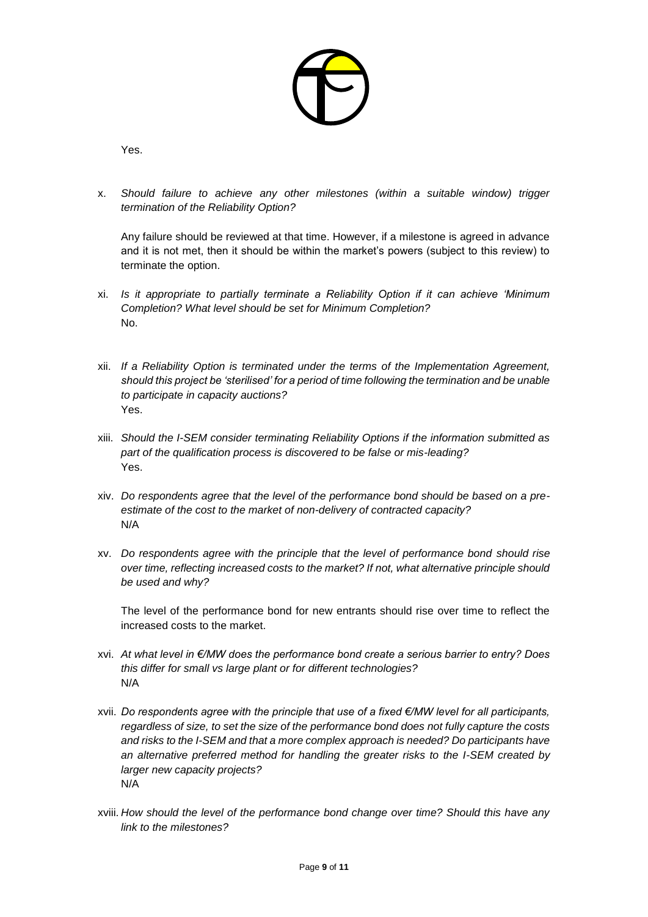Yes.

x. *Should failure to achieve any other milestones (within a suitable window) trigger termination of the Reliability Option?*

   Any failure should be reviewed at that time. However, if a milestone is agreed in advance and it is not met, then it should be within the market's powers (subject to this review) to terminate the option.

xi. *Is it appropriate to partially terminate a Reliability Option if it can achieve 'Minimum Completion? What level should be set for Minimum Completion?*
   No.

xii. *If a Reliability Option is terminated under the terms of the Implementation Agreement, should this project be 'sterilised' for a period of time following the termination and be unable to participate in capacity auctions?*
   Yes.

xiii. *Should the I-SEM consider terminating Reliability Options if the information submitted as part of the qualification process is discovered to be false or mis-leading?*
   Yes.

xiv. *Do respondents agree that the level of the performance bond should be based on a pre-estimate of the cost to the market of non-delivery of contracted capacity?*
   N/A

xv. *Do respondents agree with the principle that the level of performance bond should rise over time, reflecting increased costs to the market? If not, what alternative principle should be used and why?*

   The level of the performance bond for new entrants should rise over time to reflect the increased costs to the market.

xvi. *At what level in €/MW does the performance bond create a serious barrier to entry? Does this differ for small vs large plant or for different technologies?*
   N/A

xvii. *Do respondents agree with the principle that use of a fixed €/MW level for all participants, regardless of size, to set the size of the performance bond does not fully capture the costs and risks to the I-SEM and that a more complex approach is needed? Do participants have an alternative preferred method for handling the greater risks to the I-SEM created by larger new capacity projects?*
   N/A

xviii. *How should the level of the performance bond change over time? Should this have any link to the milestones?*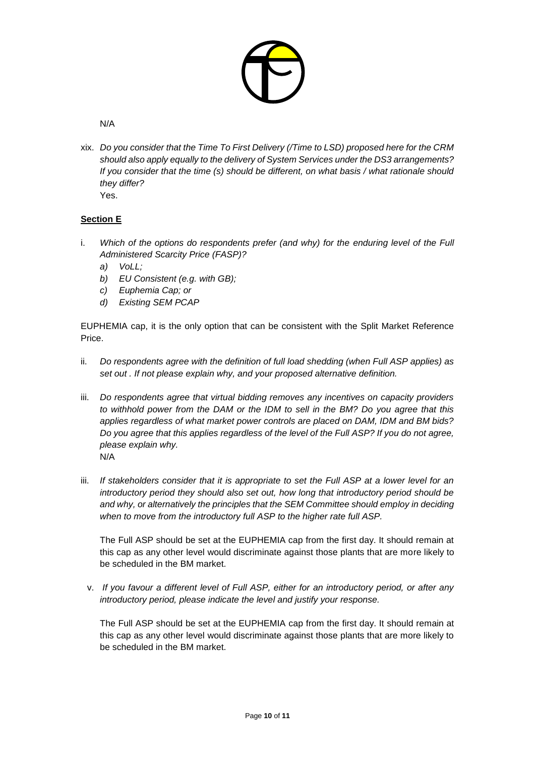N/A

xix. *Do you consider that the Time To First Delivery (/Time to LSD) proposed here for the CRM should also apply equally to the delivery of System Services under the DS3 arrangements? If you consider that the time (s) should be different, on what basis / what rationale should they differ?*
Yes.

**Section E**

i. *Which of the options do respondents prefer (and why) for the enduring level of the Full Administered Scarcity Price (FASP)?*
   *a) VoLL;*
   *b) EU Consistent (e.g. with GB);*
   *c) Euphemia Cap; or*
   *d) Existing SEM PCAP*

EUPHEMIA cap, it is the only option that can be consistent with the Split Market Reference Price.

ii. *Do respondents agree with the definition of full load shedding (when Full ASP applies) as set out . If not please explain why, and your proposed alternative definition.*

iii. *Do respondents agree that virtual bidding removes any incentives on capacity providers to withhold power from the DAM or the IDM to sell in the BM? Do you agree that this applies regardless of what market power controls are placed on DAM, IDM and BM bids? Do you agree that this applies regardless of the level of the Full ASP? If you do not agree, please explain why.*
N/A

iii. *If stakeholders consider that it is appropriate to set the Full ASP at a lower level for an introductory period they should also set out, how long that introductory period should be and why, or alternatively the principles that the SEM Committee should employ in deciding when to move from the introductory full ASP to the higher rate full ASP.*

The Full ASP should be set at the EUPHEMIA cap from the first day. It should remain at this cap as any other level would discriminate against those plants that are more likely to be scheduled in the BM market.

v. *If you favour a different level of Full ASP, either for an introductory period, or after any introductory period, please indicate the level and justify your response.*

The Full ASP should be set at the EUPHEMIA cap from the first day. It should remain at this cap as any other level would discriminate against those plants that are more likely to be scheduled in the BM market.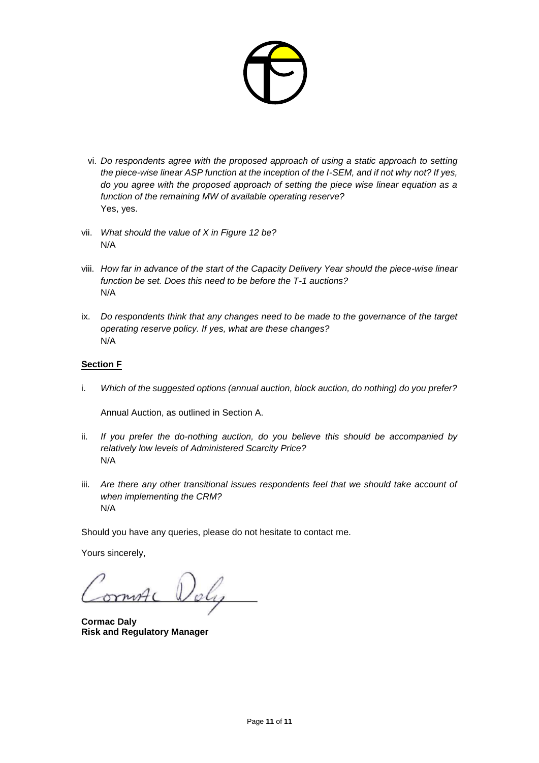vi. *Do respondents agree with the proposed approach of using a static approach to setting the piece-wise linear ASP function at the inception of the I-SEM, and if not why not? If yes, do you agree with the proposed approach of setting the piece wise linear equation as a function of the remaining MW of available operating reserve?*
Yes, yes.

vii. *What should the value of X in Figure 12 be?*
N/A

viii. *How far in advance of the start of the Capacity Delivery Year should the piece-wise linear function be set. Does this need to be before the T-1 auctions?*
N/A

ix. *Do respondents think that any changes need to be made to the governance of the target operating reserve policy. If yes, what are these changes?*
N/A

**Section F**

i. *Which of the suggested options (annual auction, block auction, do nothing) do you prefer?*

Annual Auction, as outlined in Section A.

ii. *If you prefer the do-nothing auction, do you believe this should be accompanied by relatively low levels of Administered Scarcity Price?*
N/A

iii. *Are there any other transitional issues respondents feel that we should take account of when implementing the CRM?*
N/A

Should you have any queries, please do not hesitate to contact me.

Yours sincerely,

Cormac Daly

**Cormac Daly**
**Risk and Regulatory Manager**